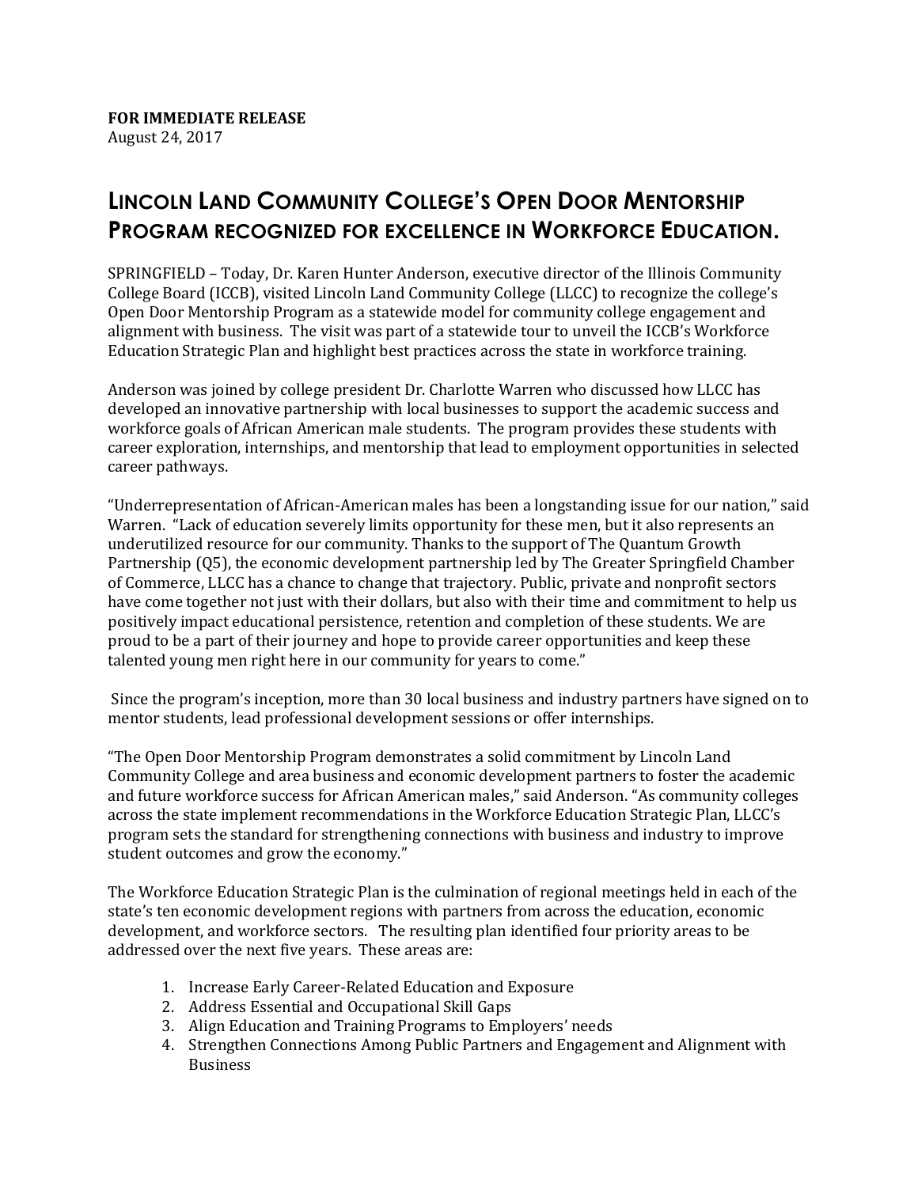**FOR IMMEDIATE RELEASE**
August 24, 2017

# LINCOLN LAND COMMUNITY COLLEGE'S OPEN DOOR MENTORSHIP PROGRAM RECOGNIZED FOR EXCELLENCE IN WORKFORCE EDUCATION.

SPRINGFIELD – Today, Dr. Karen Hunter Anderson, executive director of the Illinois Community College Board (ICCB), visited Lincoln Land Community College (LLCC) to recognize the college's Open Door Mentorship Program as a statewide model for community college engagement and alignment with business. The visit was part of a statewide tour to unveil the ICCB's Workforce Education Strategic Plan and highlight best practices across the state in workforce training.

Anderson was joined by college president Dr. Charlotte Warren who discussed how LLCC has developed an innovative partnership with local businesses to support the academic success and workforce goals of African American male students. The program provides these students with career exploration, internships, and mentorship that lead to employment opportunities in selected career pathways.

"Underrepresentation of African-American males has been a longstanding issue for our nation," said Warren. "Lack of education severely limits opportunity for these men, but it also represents an underutilized resource for our community. Thanks to the support of The Quantum Growth Partnership (Q5), the economic development partnership led by The Greater Springfield Chamber of Commerce, LLCC has a chance to change that trajectory. Public, private and nonprofit sectors have come together not just with their dollars, but also with their time and commitment to help us positively impact educational persistence, retention and completion of these students. We are proud to be a part of their journey and hope to provide career opportunities and keep these talented young men right here in our community for years to come."

Since the program's inception, more than 30 local business and industry partners have signed on to mentor students, lead professional development sessions or offer internships.

"The Open Door Mentorship Program demonstrates a solid commitment by Lincoln Land Community College and area business and economic development partners to foster the academic and future workforce success for African American males," said Anderson. "As community colleges across the state implement recommendations in the Workforce Education Strategic Plan, LLCC's program sets the standard for strengthening connections with business and industry to improve student outcomes and grow the economy."

The Workforce Education Strategic Plan is the culmination of regional meetings held in each of the state's ten economic development regions with partners from across the education, economic development, and workforce sectors. The resulting plan identified four priority areas to be addressed over the next five years. These areas are:

1. Increase Early Career-Related Education and Exposure
2. Address Essential and Occupational Skill Gaps
3. Align Education and Training Programs to Employers' needs
4. Strengthen Connections Among Public Partners and Engagement and Alignment with Business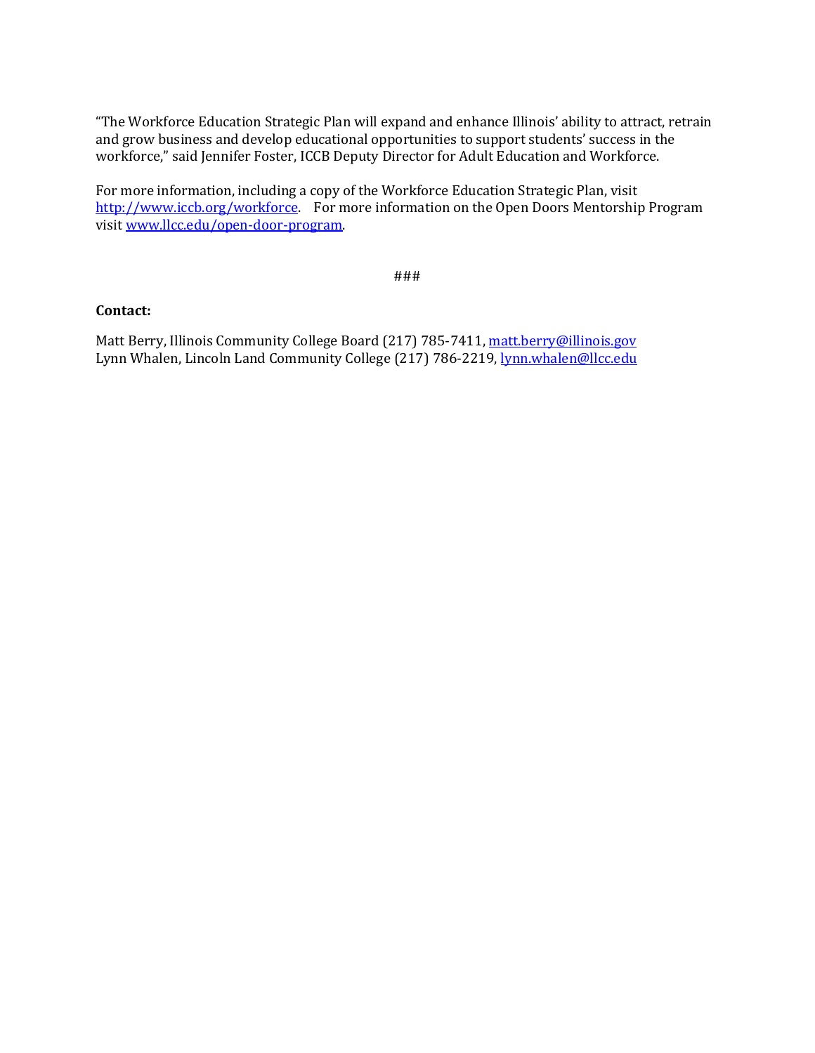"The Workforce Education Strategic Plan will expand and enhance Illinois' ability to attract, retrain and grow business and develop educational opportunities to support students' success in the workforce," said Jennifer Foster, ICCB Deputy Director for Adult Education and Workforce.

For more information, including a copy of the Workforce Education Strategic Plan, visit http://www.iccb.org/workforce. For more information on the Open Doors Mentorship Program visit www.llcc.edu/open-door-program.

###

**Contact:**

Matt Berry, Illinois Community College Board (217) 785-7411, matt.berry@illinois.gov
Lynn Whalen, Lincoln Land Community College (217) 786-2219, lynn.whalen@llcc.edu